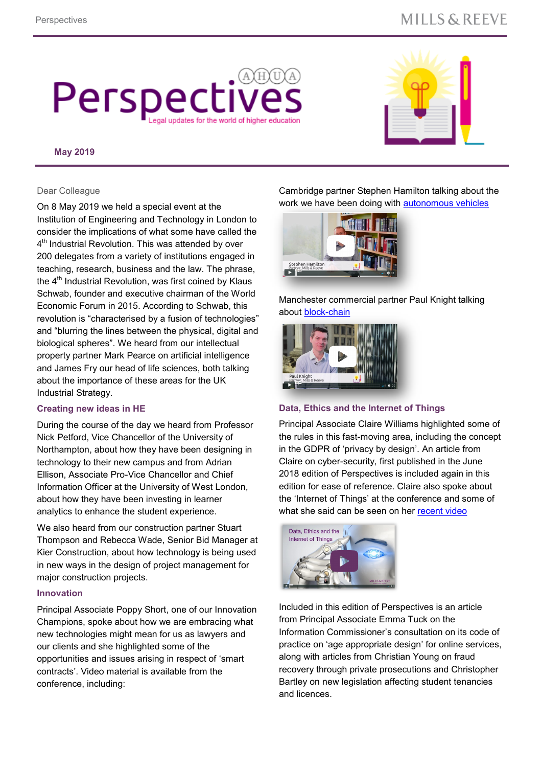# Perspectives

Legal updates for the world of higher education

**May 2019**

Dear Colleague

On 8 May 2019 we held a special event at the Institution of Engineering and Technology in London to consider the implications of what some have called the 4th Industrial Revolution. This was attended by over 200 delegates from a variety of institutions engaged in teaching, research, business and the law. The phrase, the 4th Industrial Revolution, was first coined by Klaus Schwab, founder and executive chairman of the World Economic Forum in 2015. According to Schwab, this revolution is "characterised by a fusion of technologies" and "blurring the lines between the physical, digital and biological spheres". We heard from our intellectual property partner Mark Pearce on artificial intelligence and James Fry our head of life sciences, both talking about the importance of these areas for the UK Industrial Strategy.

### Creating new ideas in HE

During the course of the day we heard from Professor Nick Petford, Vice Chancellor of the University of Northampton, about how they have been designing in technology to their new campus and from Adrian Ellison, Associate Pro-Vice Chancellor and Chief Information Officer at the University of West London, about how they have been investing in learner analytics to enhance the student experience.

We also heard from our construction partner Stuart Thompson and Rebecca Wade, Senior Bid Manager at Kier Construction, about how technology is being used in new ways in the design of project management for major construction projects.

### Innovation

Principal Associate Poppy Short, one of our Innovation Champions, spoke about how we are embracing what new technologies might mean for us as lawyers and our clients and she highlighted some of the opportunities and issues arising in respect of 'smart contracts'. Video material is available from the conference, including:

Cambridge partner Stephen Hamilton talking about the work we have been doing with autonomous vehicles

Manchester commercial partner Paul Knight talking about block-chain

### Data, Ethics and the Internet of Things

Principal Associate Claire Williams highlighted some of the rules in this fast-moving area, including the concept in the GDPR of 'privacy by design'. An article from Claire on cyber-security, first published in the June 2018 edition of Perspectives is included again in this edition for ease of reference. Claire also spoke about the 'Internet of Things' at the conference and some of what she said can be seen on her recent video

Included in this edition of Perspectives is an article from Principal Associate Emma Tuck on the Information Commissioner's consultation on its code of practice on 'age appropriate design' for online services, along with articles from Christian Young on fraud recovery through private prosecutions and Christopher Bartley on new legislation affecting student tenancies and licences.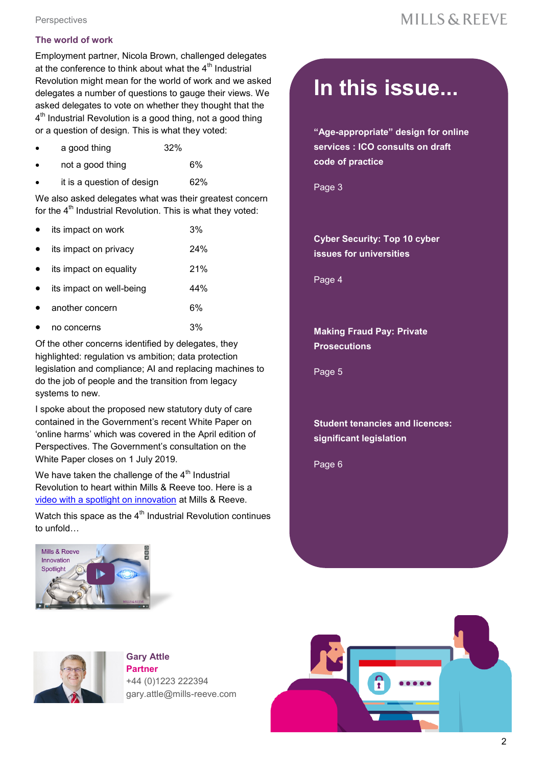## The world of work

Employment partner, Nicola Brown, challenged delegates at the conference to think about what the 4th Industrial Revolution might mean for the world of work and we asked delegates a number of questions to gauge their views. We asked delegates to vote on whether they thought that the 4th Industrial Revolution is a good thing, not a good thing or a question of design. This is what they voted:

- a good thing 32%
- not a good thing 6%
- it is a question of design 62%

We also asked delegates what was their greatest concern for the 4th Industrial Revolution. This is what they voted:

- its impact on work 3%
- its impact on privacy 24%
- its impact on equality 21%
- its impact on well-being 44%
- another concern 6%
- no concerns 3%

Of the other concerns identified by delegates, they highlighted: regulation vs ambition; data protection legislation and compliance; AI and replacing machines to do the job of people and the transition from legacy systems to new.

I spoke about the proposed new statutory duty of care contained in the Government's recent White Paper on 'online harms' which was covered in the April edition of Perspectives. The Government's consultation on the White Paper closes on 1 July 2019.

We have taken the challenge of the 4th Industrial Revolution to heart within Mills & Reeve too. Here is a video with a spotlight on innovation at Mills & Reeve.

Watch this space as the 4th Industrial Revolution continues to unfold…

**Gary Attle**
**Partner**
+44 (0)1223 222394
gary.attle@mills-reeve.com

# In this issue...

**"Age-appropriate" design for online services : ICO consults on draft code of practice**

Page 3

**Cyber Security: Top 10 cyber issues for universities**

Page 4

**Making Fraud Pay: Private Prosecutions**

Page 5

**Student tenancies and licences: significant legislation**

Page 6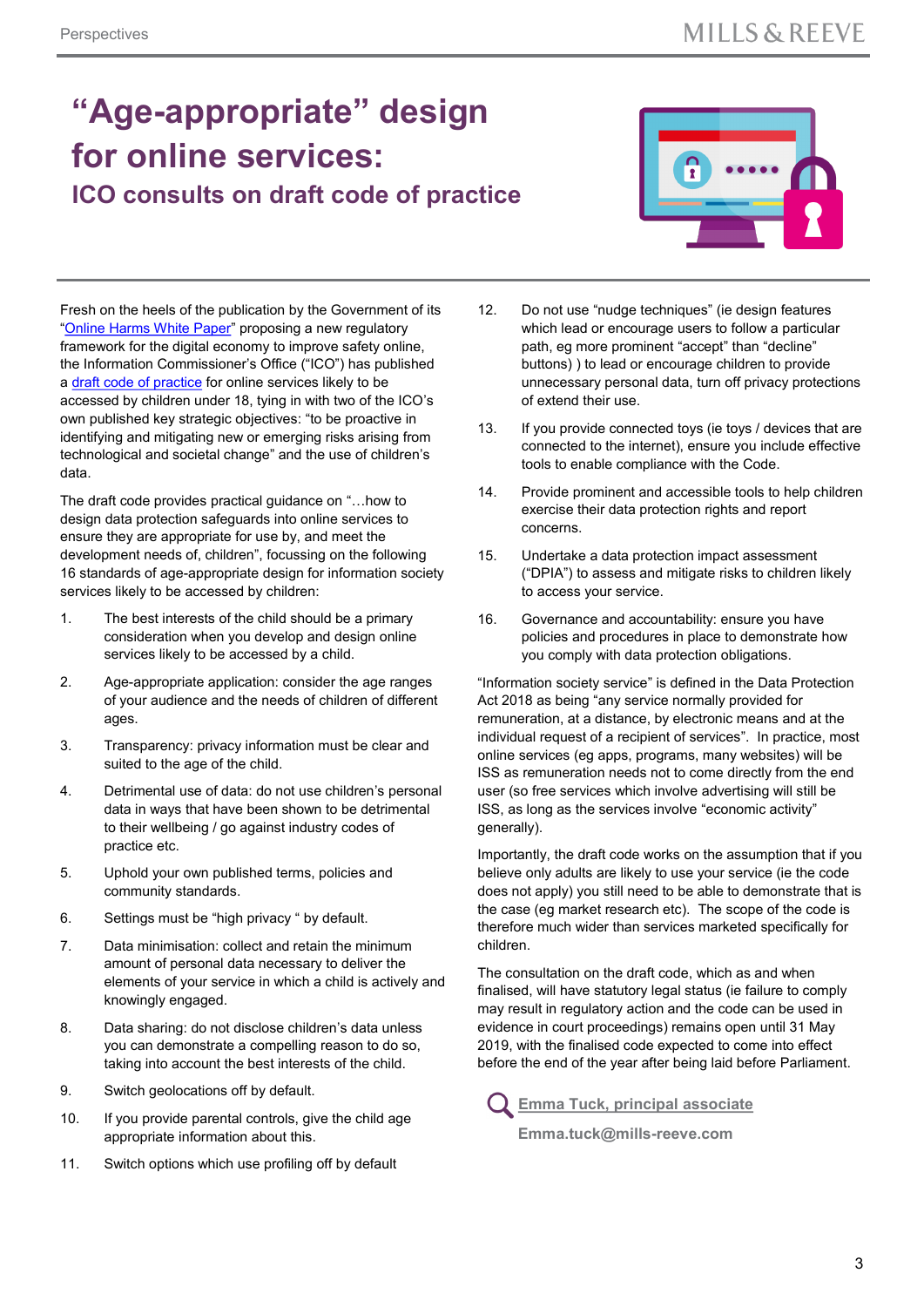# "Age-appropriate" design for online services:

## ICO consults on draft code of practice

Fresh on the heels of the publication by the Government of its "Online Harms White Paper" proposing a new regulatory framework for the digital economy to improve safety online, the Information Commissioner's Office ("ICO") has published a draft code of practice for online services likely to be accessed by children under 18, tying in with two of the ICO's own published key strategic objectives: "to be proactive in identifying and mitigating new or emerging risks arising from technological and societal change" and the use of children's data.

The draft code provides practical guidance on "…how to design data protection safeguards into online services to ensure they are appropriate for use by, and meet the development needs of, children", focussing on the following 16 standards of age-appropriate design for information society services likely to be accessed by children:

1. The best interests of the child should be a primary consideration when you develop and design online services likely to be accessed by a child.
2. Age-appropriate application: consider the age ranges of your audience and the needs of children of different ages.
3. Transparency: privacy information must be clear and suited to the age of the child.
4. Detrimental use of data: do not use children's personal data in ways that have been shown to be detrimental to their wellbeing / go against industry codes of practice etc.
5. Uphold your own published terms, policies and community standards.
6. Settings must be "high privacy " by default.
7. Data minimisation: collect and retain the minimum amount of personal data necessary to deliver the elements of your service in which a child is actively and knowingly engaged.
8. Data sharing: do not disclose children's data unless you can demonstrate a compelling reason to do so, taking into account the best interests of the child.
9. Switch geolocations off by default.
10. If you provide parental controls, give the child age appropriate information about this.
11. Switch options which use profiling off by default
12. Do not use "nudge techniques" (ie design features which lead or encourage users to follow a particular path, eg more prominent "accept" than "decline" buttons) ) to lead or encourage children to provide unnecessary personal data, turn off privacy protections of extend their use.
13. If you provide connected toys (ie toys / devices that are connected to the internet), ensure you include effective tools to enable compliance with the Code.
14. Provide prominent and accessible tools to help children exercise their data protection rights and report concerns.
15. Undertake a data protection impact assessment ("DPIA") to assess and mitigate risks to children likely to access your service.
16. Governance and accountability: ensure you have policies and procedures in place to demonstrate how you comply with data protection obligations.

"Information society service" is defined in the Data Protection Act 2018 as being "any service normally provided for remuneration, at a distance, by electronic means and at the individual request of a recipient of services". In practice, most online services (eg apps, programs, many websites) will be ISS as remuneration needs not to come directly from the end user (so free services which involve advertising will still be ISS, as long as the services involve "economic activity" generally).

Importantly, the draft code works on the assumption that if you believe only adults are likely to use your service (ie the code does not apply) you still need to be able to demonstrate that is the case (eg market research etc). The scope of the code is therefore much wider than services marketed specifically for children.

The consultation on the draft code, which as and when finalised, will have statutory legal status (ie failure to comply may result in regulatory action and the code can be used in evidence in court proceedings) remains open until 31 May 2019, with the finalised code expected to come into effect before the end of the year after being laid before Parliament.

**Emma Tuck, principal associate**

**Emma.tuck@mills-reeve.com**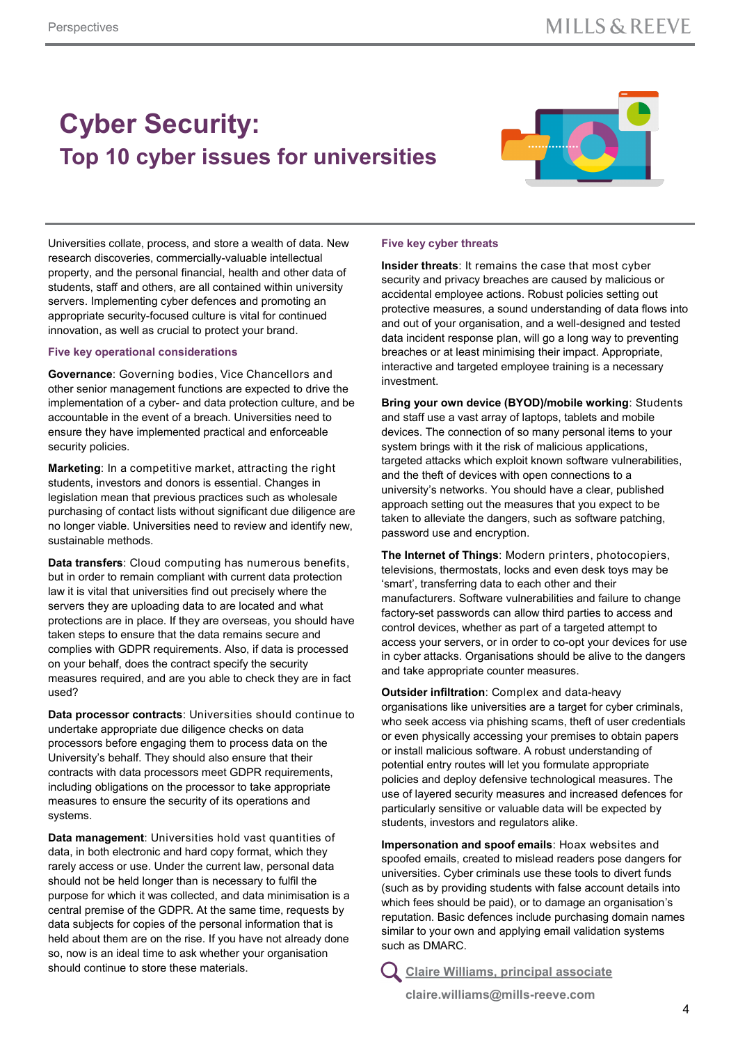# Cyber Security:

## Top 10 cyber issues for universities

Universities collate, process, and store a wealth of data. New research discoveries, commercially-valuable intellectual property, and the personal financial, health and other data of students, staff and others, are all contained within university servers. Implementing cyber defences and promoting an appropriate security-focused culture is vital for continued innovation, as well as crucial to protect your brand.

### Five key operational considerations

**Governance**: Governing bodies, Vice Chancellors and other senior management functions are expected to drive the implementation of a cyber- and data protection culture, and be accountable in the event of a breach. Universities need to ensure they have implemented practical and enforceable security policies.

**Marketing**: In a competitive market, attracting the right students, investors and donors is essential. Changes in legislation mean that previous practices such as wholesale purchasing of contact lists without significant due diligence are no longer viable. Universities need to review and identify new, sustainable methods.

**Data transfers**: Cloud computing has numerous benefits, but in order to remain compliant with current data protection law it is vital that universities find out precisely where the servers they are uploading data to are located and what protections are in place. If they are overseas, you should have taken steps to ensure that the data remains secure and complies with GDPR requirements. Also, if data is processed on your behalf, does the contract specify the security measures required, and are you able to check they are in fact used?

**Data processor contracts**: Universities should continue to undertake appropriate due diligence checks on data processors before engaging them to process data on the University's behalf. They should also ensure that their contracts with data processors meet GDPR requirements, including obligations on the processor to take appropriate measures to ensure the security of its operations and systems.

**Data management**: Universities hold vast quantities of data, in both electronic and hard copy format, which they rarely access or use. Under the current law, personal data should not be held longer than is necessary to fulfil the purpose for which it was collected, and data minimisation is a central premise of the GDPR. At the same time, requests by data subjects for copies of the personal information that is held about them are on the rise. If you have not already done so, now is an ideal time to ask whether your organisation should continue to store these materials.

### Five key cyber threats

**Insider threats**: It remains the case that most cyber security and privacy breaches are caused by malicious or accidental employee actions. Robust policies setting out protective measures, a sound understanding of data flows into and out of your organisation, and a well-designed and tested data incident response plan, will go a long way to preventing breaches or at least minimising their impact. Appropriate, interactive and targeted employee training is a necessary investment.

**Bring your own device (BYOD)/mobile working**: Students and staff use a vast array of laptops, tablets and mobile devices. The connection of so many personal items to your system brings with it the risk of malicious applications, targeted attacks which exploit known software vulnerabilities, and the theft of devices with open connections to a university's networks. You should have a clear, published approach setting out the measures that you expect to be taken to alleviate the dangers, such as software patching, password use and encryption.

**The Internet of Things**: Modern printers, photocopiers, televisions, thermostats, locks and even desk toys may be 'smart', transferring data to each other and their manufacturers. Software vulnerabilities and failure to change factory-set passwords can allow third parties to access and control devices, whether as part of a targeted attempt to access your servers, or in order to co-opt your devices for use in cyber attacks. Organisations should be alive to the dangers and take appropriate counter measures.

**Outsider infiltration**: Complex and data-heavy organisations like universities are a target for cyber criminals, who seek access via phishing scams, theft of user credentials or even physically accessing your premises to obtain papers or install malicious software. A robust understanding of potential entry routes will let you formulate appropriate policies and deploy defensive technological measures. The use of layered security measures and increased defences for particularly sensitive or valuable data will be expected by students, investors and regulators alike.

**Impersonation and spoof emails**: Hoax websites and spoofed emails, created to mislead readers pose dangers for universities. Cyber criminals use these tools to divert funds (such as by providing students with false account details into which fees should be paid), or to damage an organisation's reputation. Basic defences include purchasing domain names similar to your own and applying email validation systems such as DMARC.

Claire Williams, principal associate

claire.williams@mills-reeve.com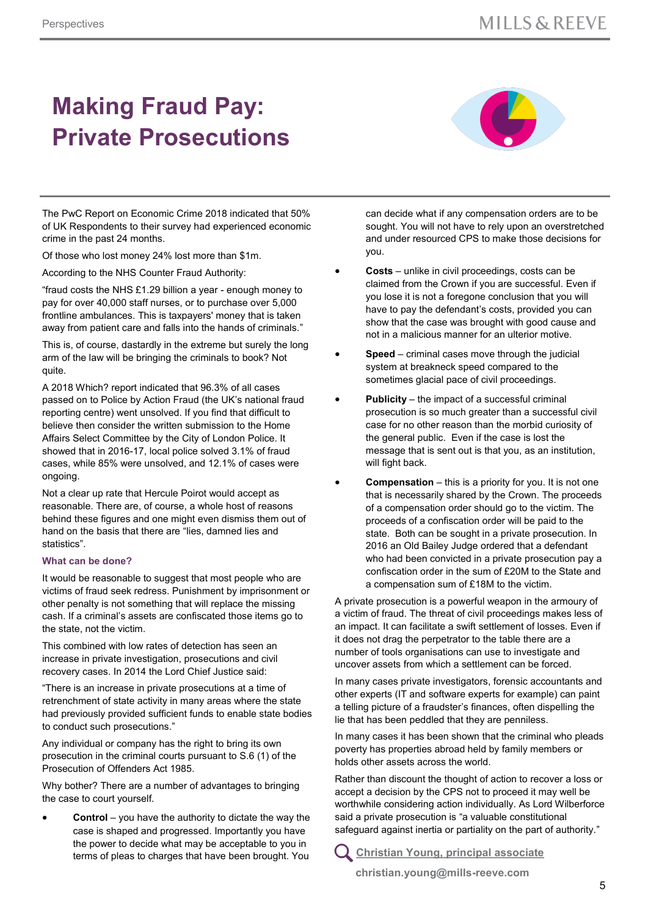# Making Fraud Pay: Private Prosecutions

The PwC Report on Economic Crime 2018 indicated that 50% of UK Respondents to their survey had experienced economic crime in the past 24 months.

Of those who lost money 24% lost more than $1m.

According to the NHS Counter Fraud Authority:

"fraud costs the NHS £1.29 billion a year - enough money to pay for over 40,000 staff nurses, or to purchase over 5,000 frontline ambulances. This is taxpayers' money that is taken away from patient care and falls into the hands of criminals."

This is, of course, dastardly in the extreme but surely the long arm of the law will be bringing the criminals to book? Not quite.

A 2018 Which? report indicated that 96.3% of all cases passed on to Police by Action Fraud (the UK's national fraud reporting centre) went unsolved. If you find that difficult to believe then consider the written submission to the Home Affairs Select Committee by the City of London Police. It showed that in 2016-17, local police solved 3.1% of fraud cases, while 85% were unsolved, and 12.1% of cases were ongoing.

Not a clear up rate that Hercule Poirot would accept as reasonable. There are, of course, a whole host of reasons behind these figures and one might even dismiss them out of hand on the basis that there are "lies, damned lies and statistics".

### What can be done?

It would be reasonable to suggest that most people who are victims of fraud seek redress. Punishment by imprisonment or other penalty is not something that will replace the missing cash. If a criminal's assets are confiscated those items go to the state, not the victim.

This combined with low rates of detection has seen an increase in private investigation, prosecutions and civil recovery cases. In 2014 the Lord Chief Justice said:

"There is an increase in private prosecutions at a time of retrenchment of state activity in many areas where the state had previously provided sufficient funds to enable state bodies to conduct such prosecutions."

Any individual or company has the right to bring its own prosecution in the criminal courts pursuant to S.6 (1) of the Prosecution of Offenders Act 1985.

Why bother? There are a number of advantages to bringing the case to court yourself.

- **Control** – you have the authority to dictate the way the case is shaped and progressed. Importantly you have the power to decide what may be acceptable to you in terms of pleas to charges that have been brought. You can decide what if any compensation orders are to be sought. You will not have to rely upon an overstretched and under resourced CPS to make those decisions for you.
- **Costs** – unlike in civil proceedings, costs can be claimed from the Crown if you are successful. Even if you lose it is not a foregone conclusion that you will have to pay the defendant's costs, provided you can show that the case was brought with good cause and not in a malicious manner for an ulterior motive.
- **Speed** – criminal cases move through the judicial system at breakneck speed compared to the sometimes glacial pace of civil proceedings.
- **Publicity** – the impact of a successful criminal prosecution is so much greater than a successful civil case for no other reason than the morbid curiosity of the general public. Even if the case is lost the message that is sent out is that you, as an institution, will fight back.
- **Compensation** – this is a priority for you. It is not one that is necessarily shared by the Crown. The proceeds of a compensation order should go to the victim. The proceeds of a confiscation order will be paid to the state. Both can be sought in a private prosecution. In 2016 an Old Bailey Judge ordered that a defendant who had been convicted in a private prosecution pay a confiscation order in the sum of £20M to the State and a compensation sum of £18M to the victim.

A private prosecution is a powerful weapon in the armoury of a victim of fraud. The threat of civil proceedings makes less of an impact. It can facilitate a swift settlement of losses. Even if it does not drag the perpetrator to the table there are a number of tools organisations can use to investigate and uncover assets from which a settlement can be forced.

In many cases private investigators, forensic accountants and other experts (IT and software experts for example) can paint a telling picture of a fraudster's finances, often dispelling the lie that has been peddled that they are penniless.

In many cases it has been shown that the criminal who pleads poverty has properties abroad held by family members or holds other assets across the world.

Rather than discount the thought of action to recover a loss or accept a decision by the CPS not to proceed it may well be worthwhile considering action individually. As Lord Wilberforce said a private prosecution is "a valuable constitutional safeguard against inertia or partiality on the part of authority."

**Christian Young, principal associate**
**christian.young@mills-reeve.com**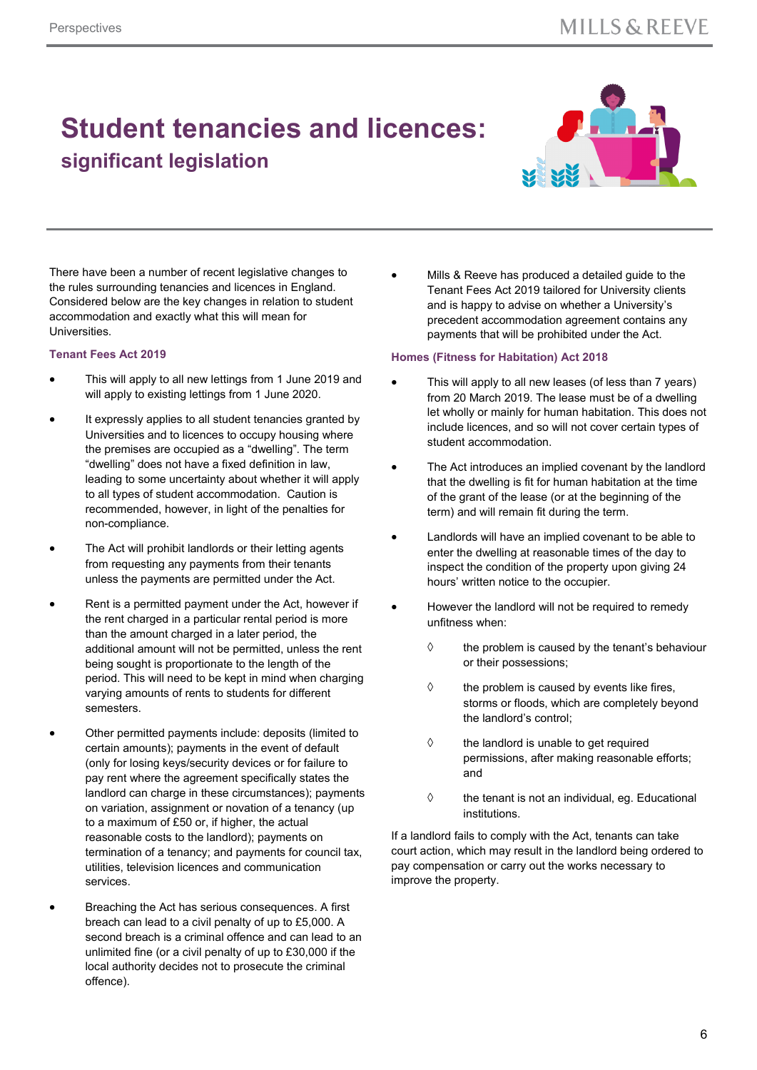# Student tenancies and licences:

## significant legislation

There have been a number of recent legislative changes to the rules surrounding tenancies and licences in England. Considered below are the key changes in relation to student accommodation and exactly what this will mean for Universities.

### Tenant Fees Act 2019

- This will apply to all new lettings from 1 June 2019 and will apply to existing lettings from 1 June 2020.
- It expressly applies to all student tenancies granted by Universities and to licences to occupy housing where the premises are occupied as a "dwelling". The term "dwelling" does not have a fixed definition in law, leading to some uncertainty about whether it will apply to all types of student accommodation. Caution is recommended, however, in light of the penalties for non-compliance.
- The Act will prohibit landlords or their letting agents from requesting any payments from their tenants unless the payments are permitted under the Act.
- Rent is a permitted payment under the Act, however if the rent charged in a particular rental period is more than the amount charged in a later period, the additional amount will not be permitted, unless the rent being sought is proportionate to the length of the period. This will need to be kept in mind when charging varying amounts of rents to students for different semesters.
- Other permitted payments include: deposits (limited to certain amounts); payments in the event of default (only for losing keys/security devices or for failure to pay rent where the agreement specifically states the landlord can charge in these circumstances); payments on variation, assignment or novation of a tenancy (up to a maximum of £50 or, if higher, the actual reasonable costs to the landlord); payments on termination of a tenancy; and payments for council tax, utilities, television licences and communication services.
- Breaching the Act has serious consequences. A first breach can lead to a civil penalty of up to £5,000. A second breach is a criminal offence and can lead to an unlimited fine (or a civil penalty of up to £30,000 if the local authority decides not to prosecute the criminal offence).
- Mills & Reeve has produced a detailed guide to the Tenant Fees Act 2019 tailored for University clients and is happy to advise on whether a University's precedent accommodation agreement contains any payments that will be prohibited under the Act.

### Homes (Fitness for Habitation) Act 2018

- This will apply to all new leases (of less than 7 years) from 20 March 2019. The lease must be of a dwelling let wholly or mainly for human habitation. This does not include licences, and so will not cover certain types of student accommodation.
- The Act introduces an implied covenant by the landlord that the dwelling is fit for human habitation at the time of the grant of the lease (or at the beginning of the term) and will remain fit during the term.
- Landlords will have an implied covenant to be able to enter the dwelling at reasonable times of the day to inspect the condition of the property upon giving 24 hours' written notice to the occupier.
- However the landlord will not be required to remedy unfitness when:
  - the problem is caused by the tenant's behaviour or their possessions;
  - the problem is caused by events like fires, storms or floods, which are completely beyond the landlord's control;
  - the landlord is unable to get required permissions, after making reasonable efforts; and
  - the tenant is not an individual, eg. Educational institutions.

If a landlord fails to comply with the Act, tenants can take court action, which may result in the landlord being ordered to pay compensation or carry out the works necessary to improve the property.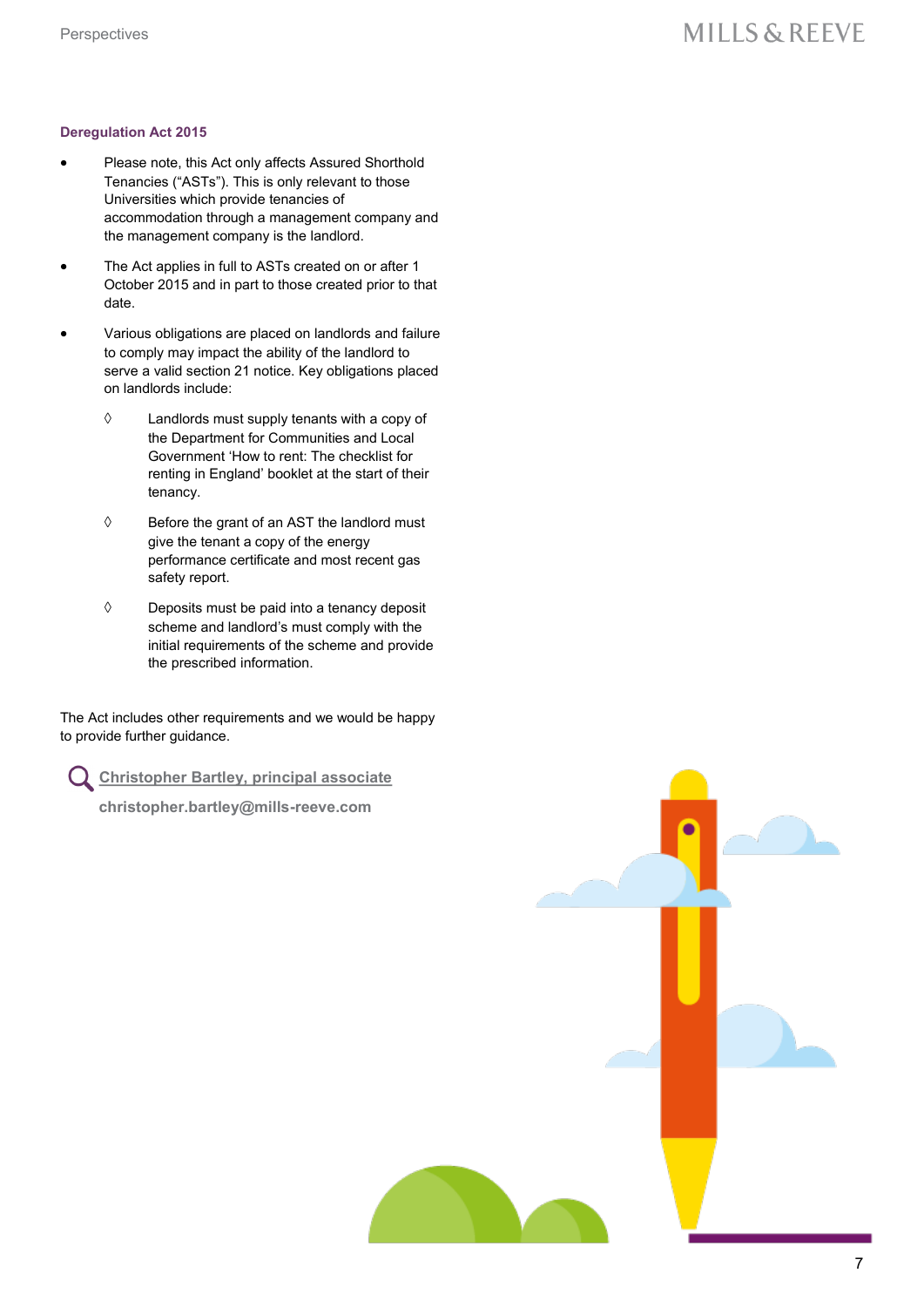### Deregulation Act 2015

- Please note, this Act only affects Assured Shorthold Tenancies (“ASTs”). This is only relevant to those Universities which provide tenancies of accommodation through a management company and the management company is the landlord.
- The Act applies in full to ASTs created on or after 1 October 2015 and in part to those created prior to that date.
- Various obligations are placed on landlords and failure to comply may impact the ability of the landlord to serve a valid section 21 notice. Key obligations placed on landlords include:
  - ◊ Landlords must supply tenants with a copy of the Department for Communities and Local Government ‘How to rent: The checklist for renting in England’ booklet at the start of their tenancy.
  - ◊ Before the grant of an AST the landlord must give the tenant a copy of the energy performance certificate and most recent gas safety report.
  - ◊ Deposits must be paid into a tenancy deposit scheme and landlord’s must comply with the initial requirements of the scheme and provide the prescribed information.

The Act includes other requirements and we would be happy to provide further guidance.

**Christopher Bartley, principal associate**

**christopher.bartley@mills-reeve.com**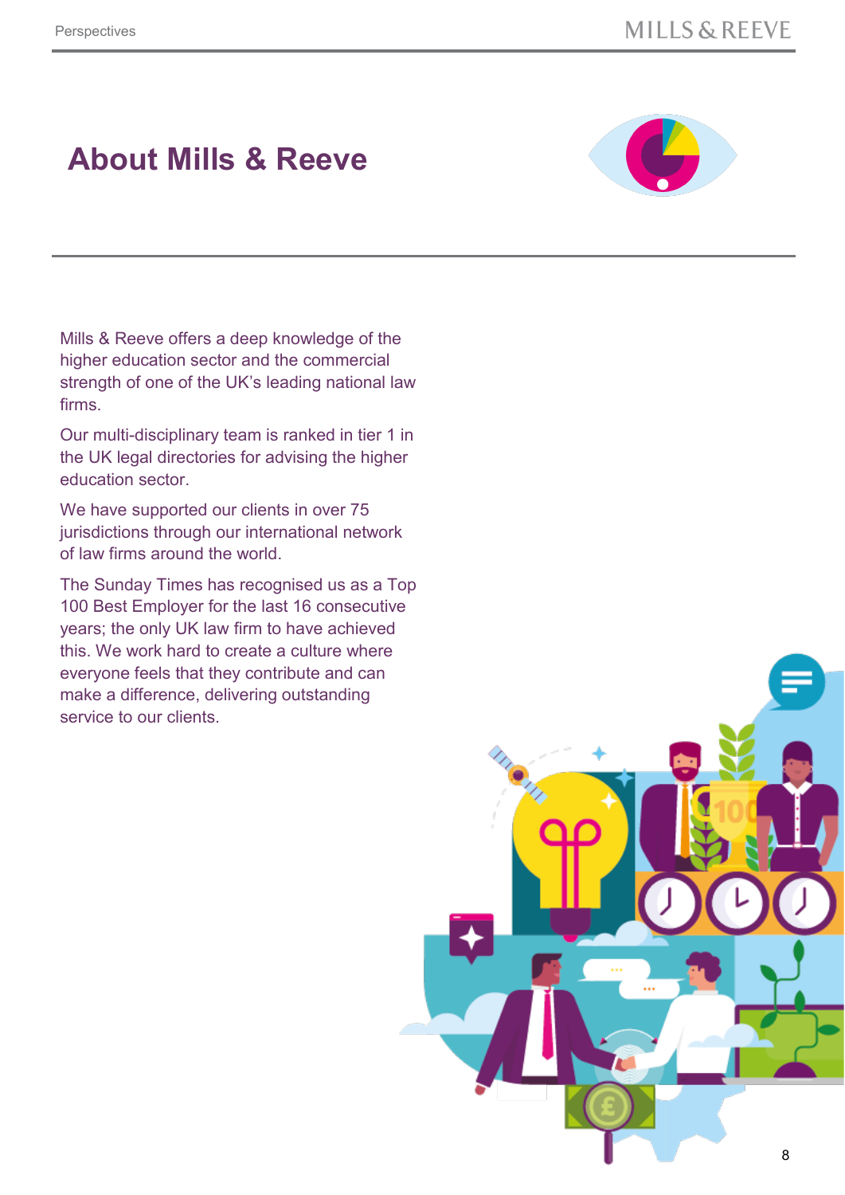# About Mills & Reeve

Mills & Reeve offers a deep knowledge of the higher education sector and the commercial strength of one of the UK's leading national law firms.

Our multi-disciplinary team is ranked in tier 1 in the UK legal directories for advising the higher education sector.

We have supported our clients in over 75 jurisdictions through our international network of law firms around the world.

The Sunday Times has recognised us as a Top 100 Best Employer for the last 16 consecutive years; the only UK law firm to have achieved this. We work hard to create a culture where everyone feels that they contribute and can make a difference, delivering outstanding service to our clients.